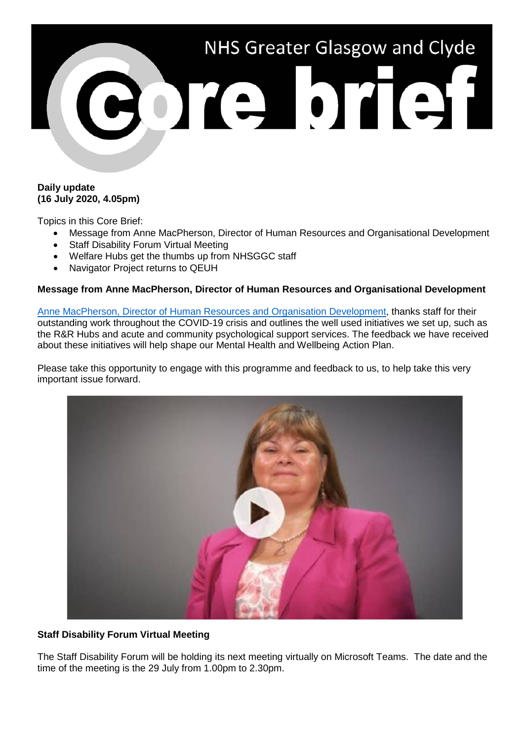# NHS Greater Glasgow and Clyde Core brief

**Daily update**
**(16 July 2020, 4.05pm)**

Topics in this Core Brief:

- Message from Anne MacPherson, Director of Human Resources and Organisational Development
- Staff Disability Forum Virtual Meeting
- Welfare Hubs get the thumbs up from NHSGGC staff
- Navigator Project returns to QEUH

**Message from Anne MacPherson, Director of Human Resources and Organisational Development**

Anne MacPherson, Director of Human Resources and Organisation Development, thanks staff for their outstanding work throughout the COVID-19 crisis and outlines the well used initiatives we set up, such as the R&R Hubs and acute and community psychological support services. The feedback we have received about these initiatives will help shape our Mental Health and Wellbeing Action Plan.

Please take this opportunity to engage with this programme and feedback to us, to help take this very important issue forward.

**Staff Disability Forum Virtual Meeting**

The Staff Disability Forum will be holding its next meeting virtually on Microsoft Teams. The date and the time of the meeting is the 29 July from 1.00pm to 2.30pm.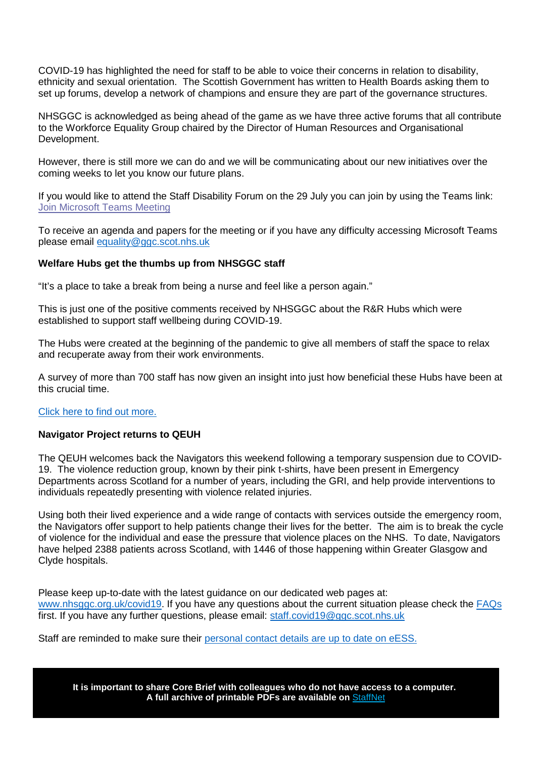COVID-19 has highlighted the need for staff to be able to voice their concerns in relation to disability, ethnicity and sexual orientation. The Scottish Government has written to Health Boards asking them to set up forums, develop a network of champions and ensure they are part of the governance structures.

NHSGGC is acknowledged as being ahead of the game as we have three active forums that all contribute to the Workforce Equality Group chaired by the Director of Human Resources and Organisational Development.

However, there is still more we can do and we will be communicating about our new initiatives over the coming weeks to let you know our future plans.

If you would like to attend the Staff Disability Forum on the 29 July you can join by using the Teams link: Join Microsoft Teams Meeting

To receive an agenda and papers for the meeting or if you have any difficulty accessing Microsoft Teams please email equality@ggc.scot.nhs.uk

**Welfare Hubs get the thumbs up from NHSGGC staff**

"It's a place to take a break from being a nurse and feel like a person again."

This is just one of the positive comments received by NHSGGC about the R&R Hubs which were established to support staff wellbeing during COVID-19.

The Hubs were created at the beginning of the pandemic to give all members of staff the space to relax and recuperate away from their work environments.

A survey of more than 700 staff has now given an insight into just how beneficial these Hubs have been at this crucial time.

Click here to find out more.

**Navigator Project returns to QEUH**

The QEUH welcomes back the Navigators this weekend following a temporary suspension due to COVID-19. The violence reduction group, known by their pink t-shirts, have been present in Emergency Departments across Scotland for a number of years, including the GRI, and help provide interventions to individuals repeatedly presenting with violence related injuries.

Using both their lived experience and a wide range of contacts with services outside the emergency room, the Navigators offer support to help patients change their lives for the better. The aim is to break the cycle of violence for the individual and ease the pressure that violence places on the NHS. To date, Navigators have helped 2388 patients across Scotland, with 1446 of those happening within Greater Glasgow and Clyde hospitals.

Please keep up-to-date with the latest guidance on our dedicated web pages at: www.nhsggc.org.uk/covid19. If you have any questions about the current situation please check the FAQs first. If you have any further questions, please email: staff.covid19@ggc.scot.nhs.uk

Staff are reminded to make sure their personal contact details are up to date on eESS.

**It is important to share Core Brief with colleagues who do not have access to a computer.**
**A full archive of printable PDFs are available on StaffNet**